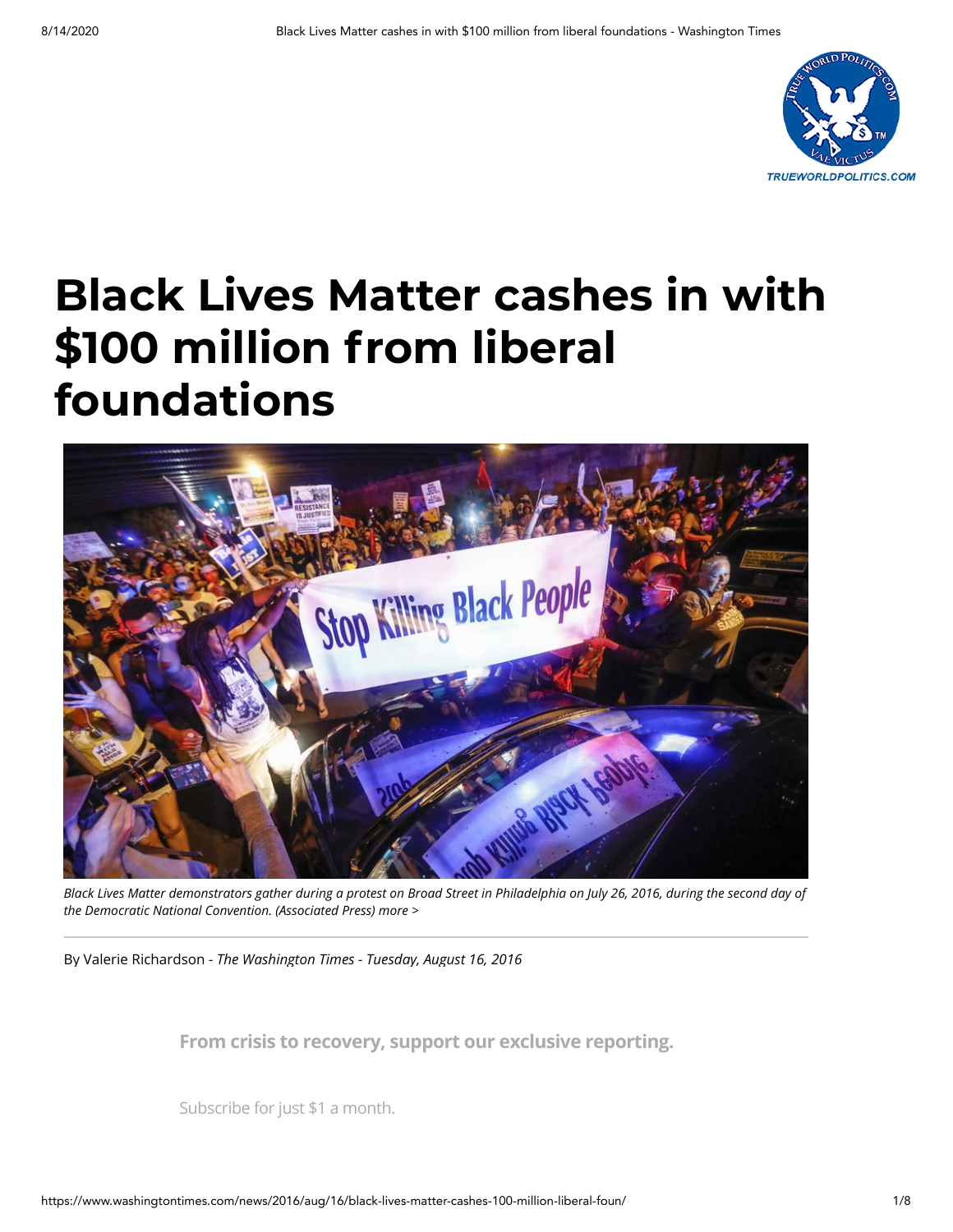# Black Lives Matter cashes in with $100 million from liberal foundations

*Black Lives Matter demonstrators gather during a protest on Broad Street in Philadelphia on July 26, 2016, during the second day of the Democratic National Convention. (Associated Press) more >*

By Valerie Richardson - *The Washington Times - Tuesday, August 16, 2016*

**From crisis to recovery, support our exclusive reporting.**

Subscribe for just $1 a month.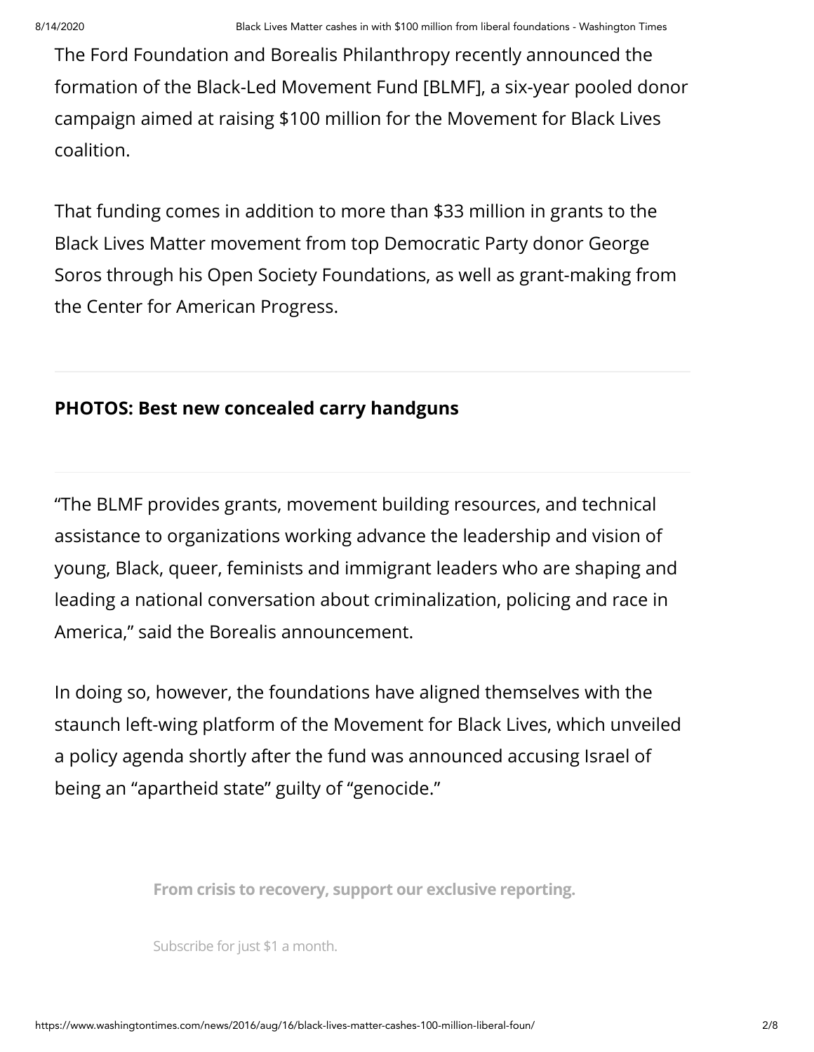The Ford Foundation and Borealis Philanthropy recently announced the formation of the Black-Led Movement Fund [BLMF], a six-year pooled donor campaign aimed at raising $100 million for the Movement for Black Lives coalition.

That funding comes in addition to more than $33 million in grants to the Black Lives Matter movement from top Democratic Party donor George Soros through his Open Society Foundations, as well as grant-making from the Center for American Progress.

**PHOTOS: Best new concealed carry handguns**

"The BLMF provides grants, movement building resources, and technical assistance to organizations working advance the leadership and vision of young, Black, queer, feminists and immigrant leaders who are shaping and leading a national conversation about criminalization, policing and race in America," said the Borealis announcement.

In doing so, however, the foundations have aligned themselves with the staunch left-wing platform of the Movement for Black Lives, which unveiled a policy agenda shortly after the fund was announced accusing Israel of being an "apartheid state" guilty of "genocide."

**From crisis to recovery, support our exclusive reporting.**

Subscribe for just $1 a month.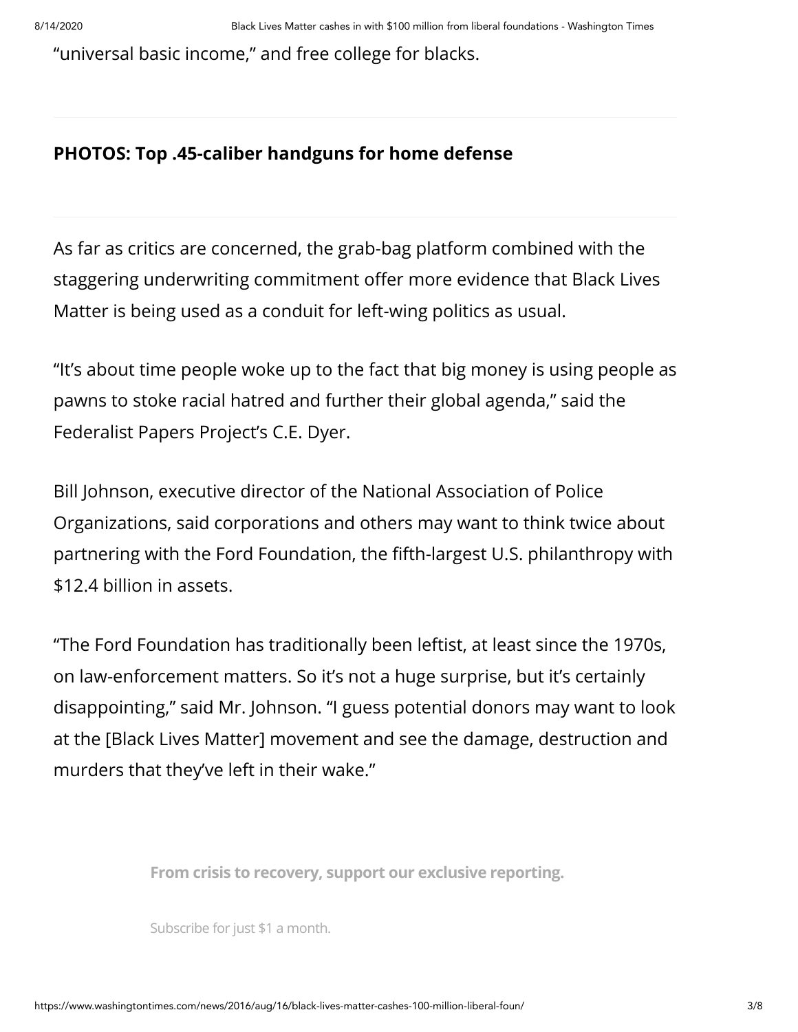"universal basic income," and free college for blacks.

---

**PHOTOS: Top .45-caliber handguns for home defense**

---

As far as critics are concerned, the grab-bag platform combined with the staggering underwriting commitment offer more evidence that Black Lives Matter is being used as a conduit for left-wing politics as usual.

"It's about time people woke up to the fact that big money is using people as pawns to stoke racial hatred and further their global agenda," said the Federalist Papers Project's C.E. Dyer.

Bill Johnson, executive director of the National Association of Police Organizations, said corporations and others may want to think twice about partnering with the Ford Foundation, the fifth-largest U.S. philanthropy with $12.4 billion in assets.

"The Ford Foundation has traditionally been leftist, at least since the 1970s, on law-enforcement matters. So it's not a huge surprise, but it's certainly disappointing," said Mr. Johnson. "I guess potential donors may want to look at the [Black Lives Matter] movement and see the damage, destruction and murders that they've left in their wake."

**From crisis to recovery, support our exclusive reporting.**

Subscribe for just $1 a month.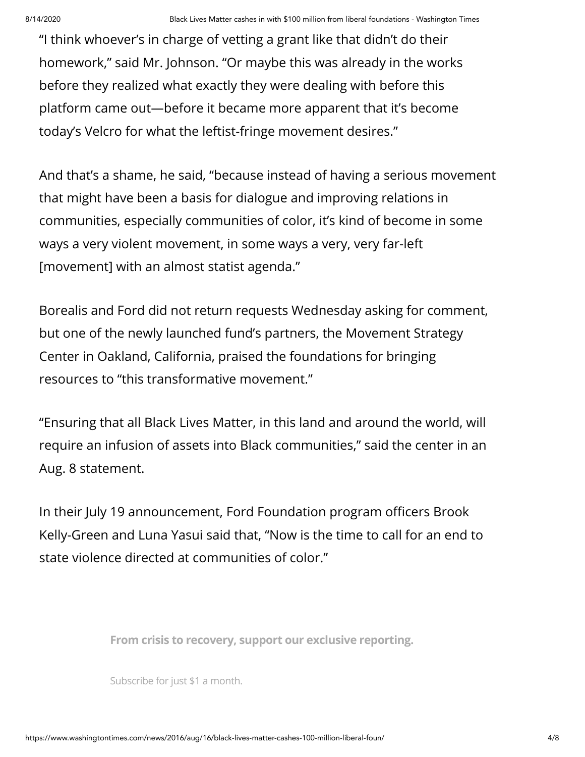"I think whoever's in charge of vetting a grant like that didn't do their homework," said Mr. Johnson. "Or maybe this was already in the works before they realized what exactly they were dealing with before this platform came out—before it became more apparent that it's become today's Velcro for what the leftist-fringe movement desires."

And that's a shame, he said, "because instead of having a serious movement that might have been a basis for dialogue and improving relations in communities, especially communities of color, it's kind of become in some ways a very violent movement, in some ways a very, very far-left [movement] with an almost statist agenda."

Borealis and Ford did not return requests Wednesday asking for comment, but one of the newly launched fund's partners, the Movement Strategy Center in Oakland, California, praised the foundations for bringing resources to "this transformative movement."

"Ensuring that all Black Lives Matter, in this land and around the world, will require an infusion of assets into Black communities," said the center in an Aug. 8 statement.

In their July 19 announcement, Ford Foundation program officers Brook Kelly-Green and Luna Yasui said that, "Now is the time to call for an end to state violence directed at communities of color."

**From crisis to recovery, support our exclusive reporting.**

Subscribe for just $1 a month.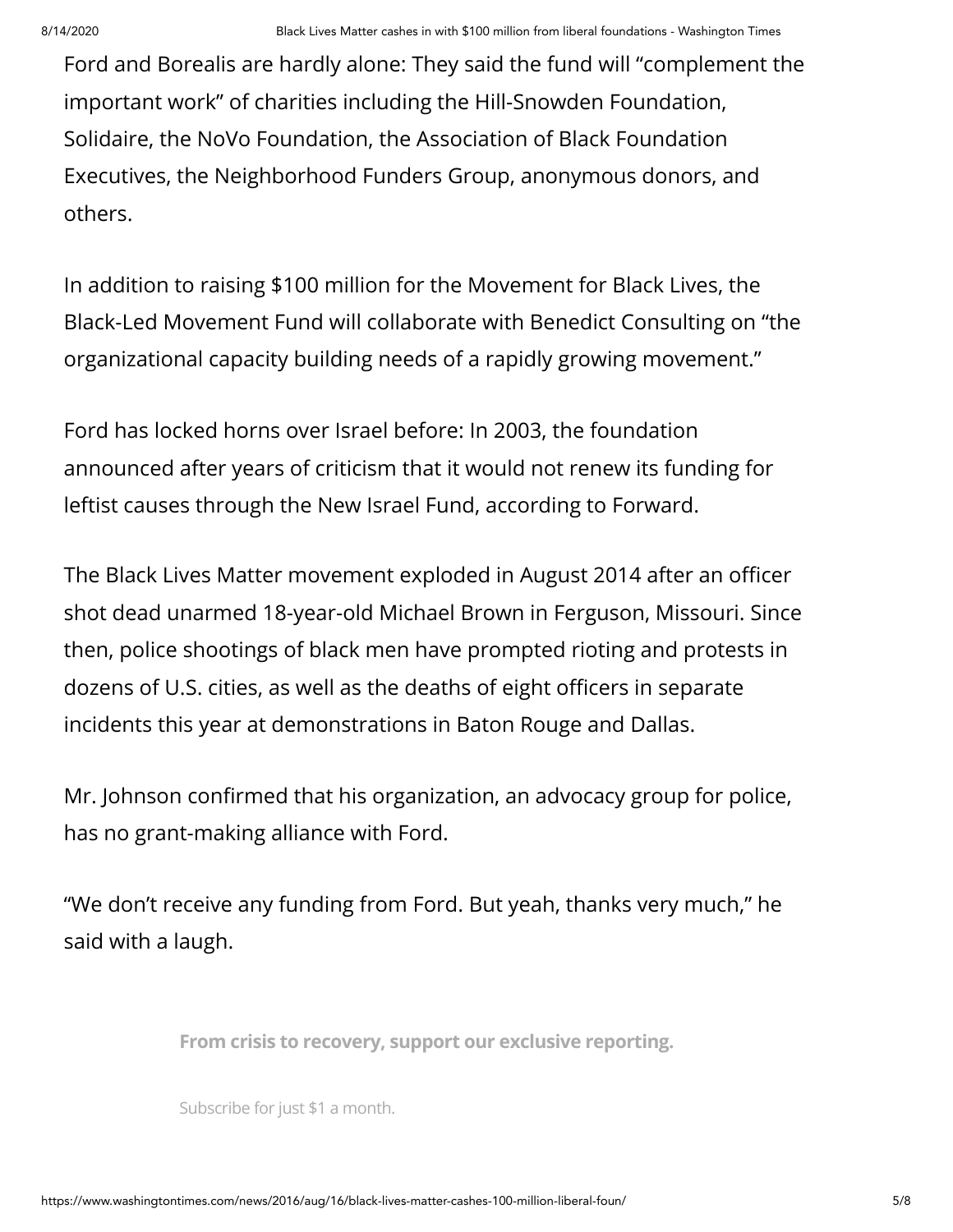Ford and Borealis are hardly alone: They said the fund will “complement the important work” of charities including the Hill-Snowden Foundation, Solidaire, the NoVo Foundation, the Association of Black Foundation Executives, the Neighborhood Funders Group, anonymous donors, and others.

In addition to raising $100 million for the Movement for Black Lives, the Black-Led Movement Fund will collaborate with Benedict Consulting on “the organizational capacity building needs of a rapidly growing movement.”

Ford has locked horns over Israel before: In 2003, the foundation announced after years of criticism that it would not renew its funding for leftist causes through the New Israel Fund, according to Forward.

The Black Lives Matter movement exploded in August 2014 after an officer shot dead unarmed 18-year-old Michael Brown in Ferguson, Missouri. Since then, police shootings of black men have prompted rioting and protests in dozens of U.S. cities, as well as the deaths of eight officers in separate incidents this year at demonstrations in Baton Rouge and Dallas.

Mr. Johnson confirmed that his organization, an advocacy group for police, has no grant-making alliance with Ford.

“We don’t receive any funding from Ford. But yeah, thanks very much,” he said with a laugh.

**From crisis to recovery, support our exclusive reporting.**

Subscribe for just $1 a month.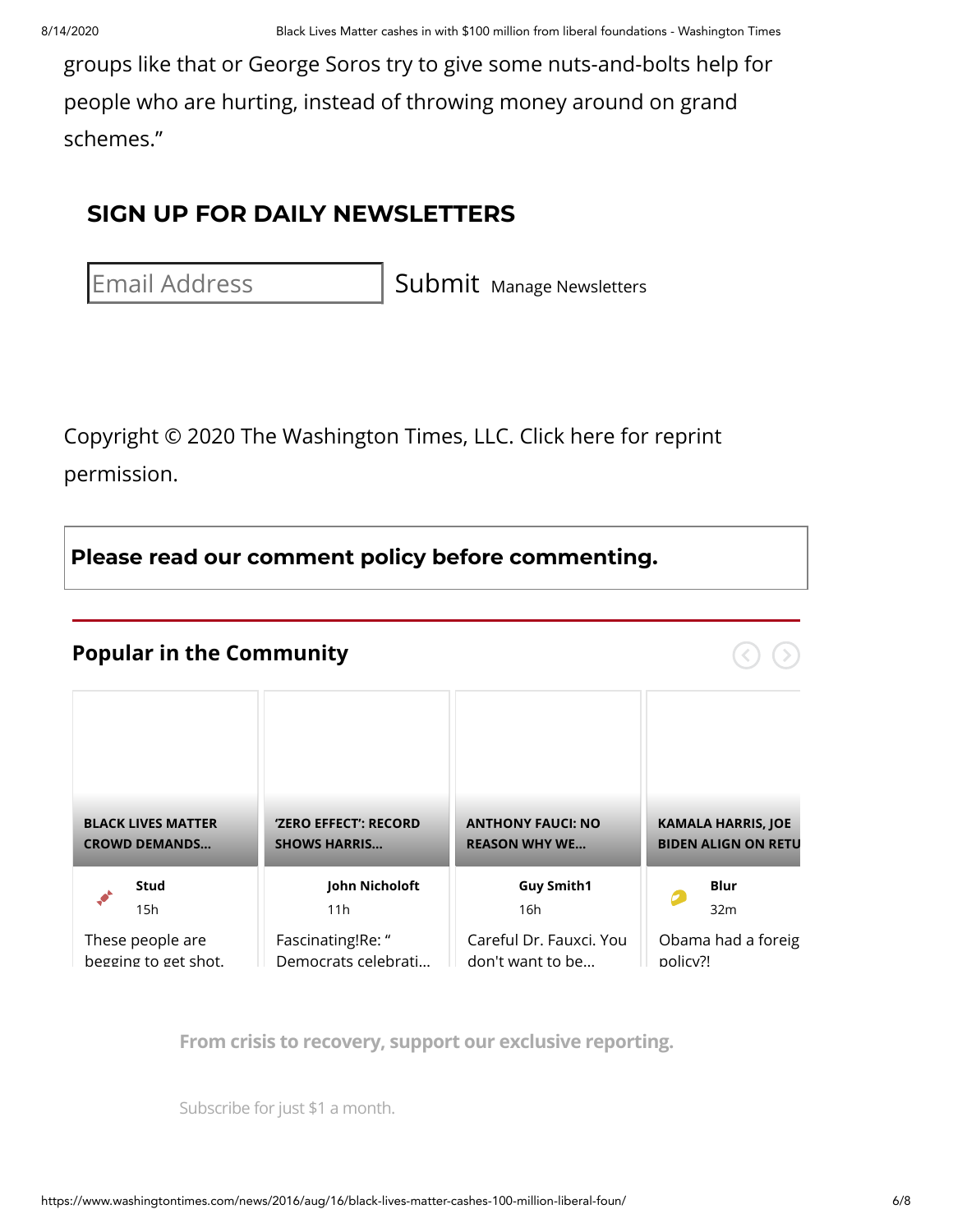groups like that or George Soros try to give some nuts-and-bolts help for people who are hurting, instead of throwing money around on grand schemes."

## SIGN UP FOR DAILY NEWSLETTERS

Email Address Submit Manage Newsletters

Copyright © 2020 The Washington Times, LLC. Click here for reprint permission.

**Please read our comment policy before commenting.**

### Popular in the Community

**BLACK LIVES MATTER CROWD DEMANDS...**

**Stud**
15h
These people are begging to get shot.

**'ZERO EFFECT': RECORD SHOWS HARRIS...**

**John Nicholoft**
11h
Fascinating!Re: " Democrats celebrati...

**ANTHONY FAUCI: NO REASON WHY WE...**

**Guy Smith1**
16h
Careful Dr. Fauxci. You don't want to be...

**KAMALA HARRIS, JOE BIDEN ALIGN ON RETU**

**Blur**
32m
Obama had a foreig policy?!

**From crisis to recovery, support our exclusive reporting.**

Subscribe for just $1 a month.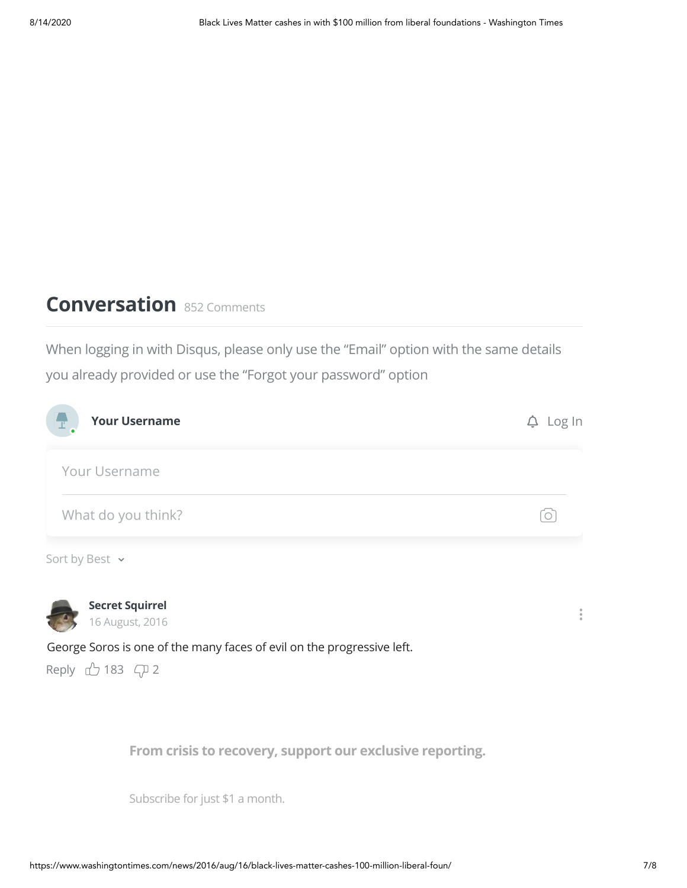## Conversation 852 Comments

When logging in with Disqus, please only use the “Email” option with the same details you already provided or use the “Forgot your password” option

**Your Username**

Log In

Your Username

What do you think?

Sort by Best

**Secret Squirrel**
16 August, 2016

George Soros is one of the many faces of evil on the progressive left.

Reply 183 2

**From crisis to recovery, support our exclusive reporting.**

Subscribe for just $1 a month.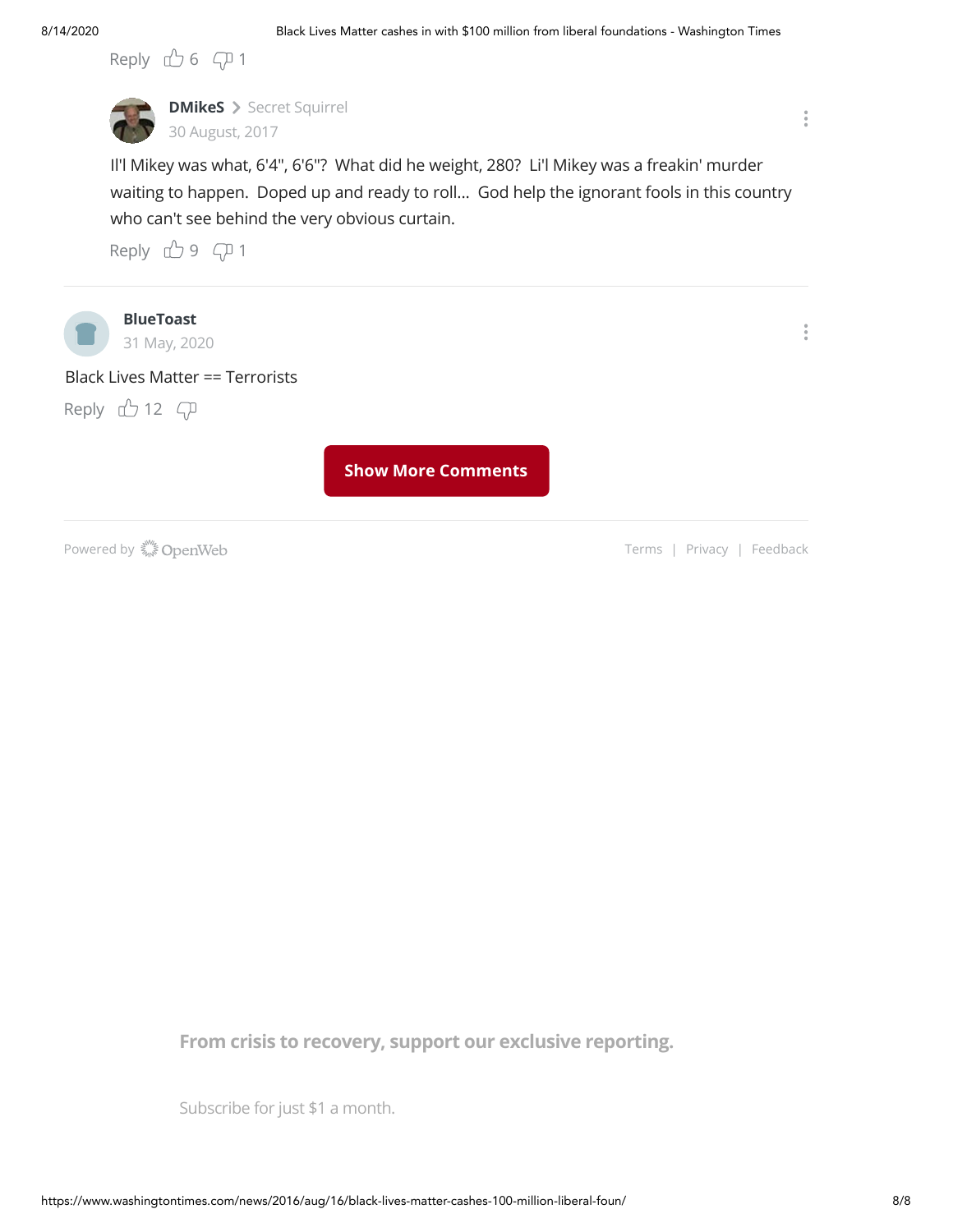Reply 6 1

**DMikeS** > Secret Squirrel
30 August, 2017

Il'l Mikey was what, 6'4", 6'6"? What did he weight, 280? Li'l Mikey was a freakin' murder waiting to happen. Doped up and ready to roll... God help the ignorant fools in this country who can't see behind the very obvious curtain.

Reply 9 1

**BlueToast**
31 May, 2020

Black Lives Matter == Terrorists

Reply 12

**Show More Comments**

Powered by OpenWeb

Terms | Privacy | Feedback

**From crisis to recovery, support our exclusive reporting.**

Subscribe for just $1 a month.